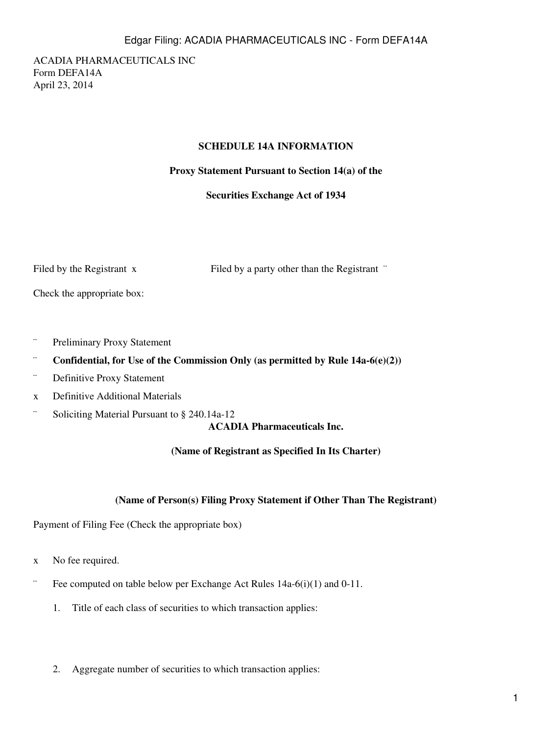ACADIA PHARMACEUTICALS INC
Form DEFA14A
April 23, 2014

**SCHEDULE 14A INFORMATION**

**Proxy Statement Pursuant to Section 14(a) of the**

**Securities Exchange Act of 1934**

Filed by the Registrant x Filed by a party other than the Registrant ¨

Check the appropriate box:

¨ Preliminary Proxy Statement

¨ **Confidential, for Use of the Commission Only (as permitted by Rule 14a-6(e)(2))**

¨ Definitive Proxy Statement

x Definitive Additional Materials

¨ Soliciting Material Pursuant to § 240.14a-12

**ACADIA Pharmaceuticals Inc.**

**(Name of Registrant as Specified In Its Charter)**

**(Name of Person(s) Filing Proxy Statement if Other Than The Registrant)**

Payment of Filing Fee (Check the appropriate box)

x No fee required.

¨ Fee computed on table below per Exchange Act Rules 14a-6(i)(1) and 0-11.

1. Title of each class of securities to which transaction applies:

2. Aggregate number of securities to which transaction applies: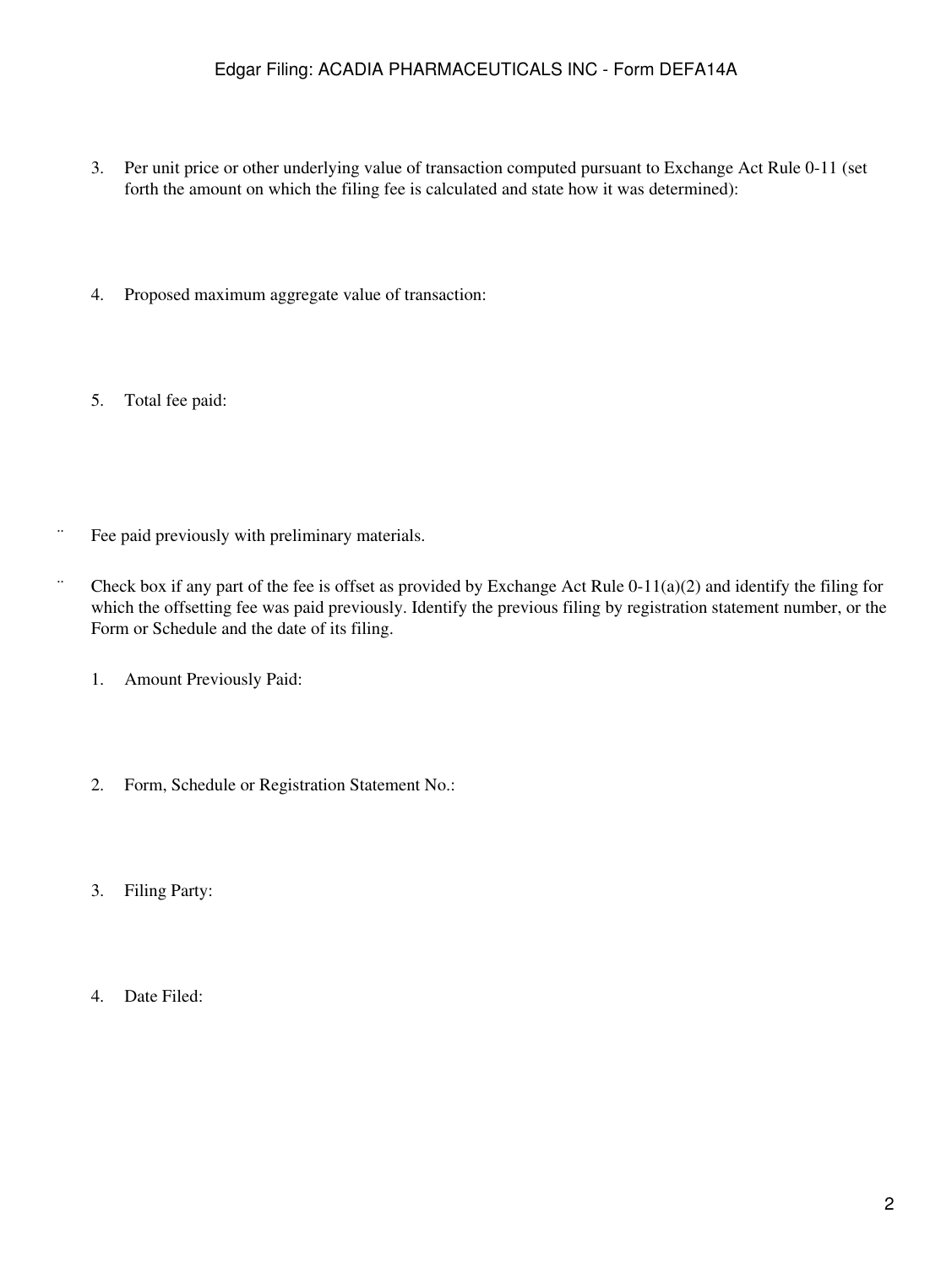3. Per unit price or other underlying value of transaction computed pursuant to Exchange Act Rule 0-11 (set forth the amount on which the filing fee is calculated and state how it was determined):

4. Proposed maximum aggregate value of transaction:

5. Total fee paid:

¨ Fee paid previously with preliminary materials.

¨ Check box if any part of the fee is offset as provided by Exchange Act Rule 0-11(a)(2) and identify the filing for which the offsetting fee was paid previously. Identify the previous filing by registration statement number, or the Form or Schedule and the date of its filing.

1. Amount Previously Paid:

2. Form, Schedule or Registration Statement No.:

3. Filing Party:

4. Date Filed: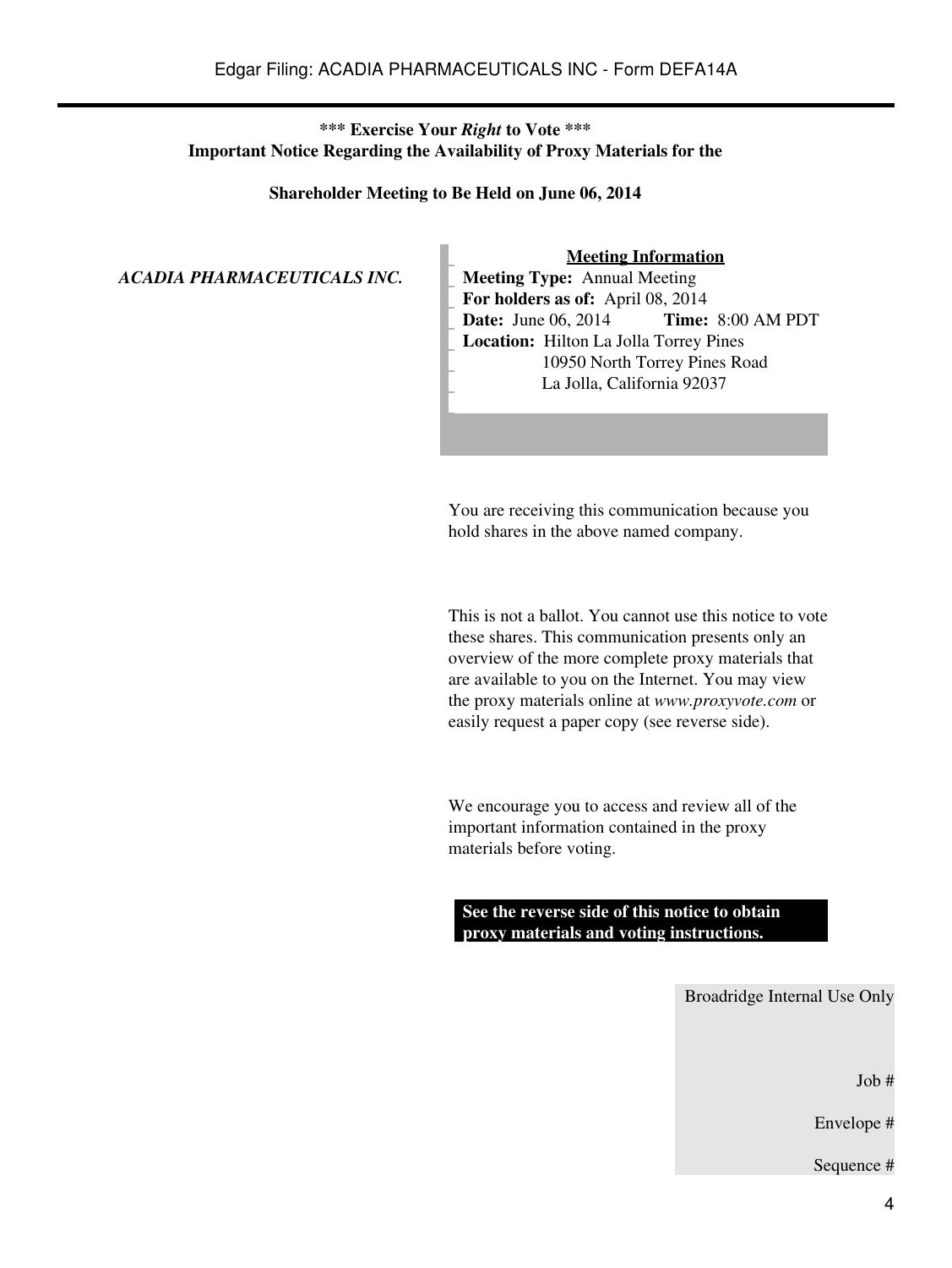**\*\*\* Exercise Your *Right* to Vote \*\*\***
**Important Notice Regarding the Availability of Proxy Materials for the**

**Shareholder Meeting to Be Held on June 06, 2014**

*ACADIA PHARMACEUTICALS INC.*

**Meeting Information**

**Meeting Type:** Annual Meeting
**For holders as of:** April 08, 2014
**Date:** June 06, 2014 **Time:** 8:00 AM PDT
**Location:** Hilton La Jolla Torrey Pines
10950 North Torrey Pines Road
La Jolla, California 92037

You are receiving this communication because you hold shares in the above named company.

This is not a ballot. You cannot use this notice to vote these shares. This communication presents only an overview of the more complete proxy materials that are available to you on the Internet. You may view the proxy materials online at *www.proxyvote.com* or easily request a paper copy (see reverse side).

We encourage you to access and review all of the important information contained in the proxy materials before voting.

**See the reverse side of this notice to obtain proxy materials and voting instructions.**

Broadridge Internal Use Only

Job #

Envelope #

Sequence #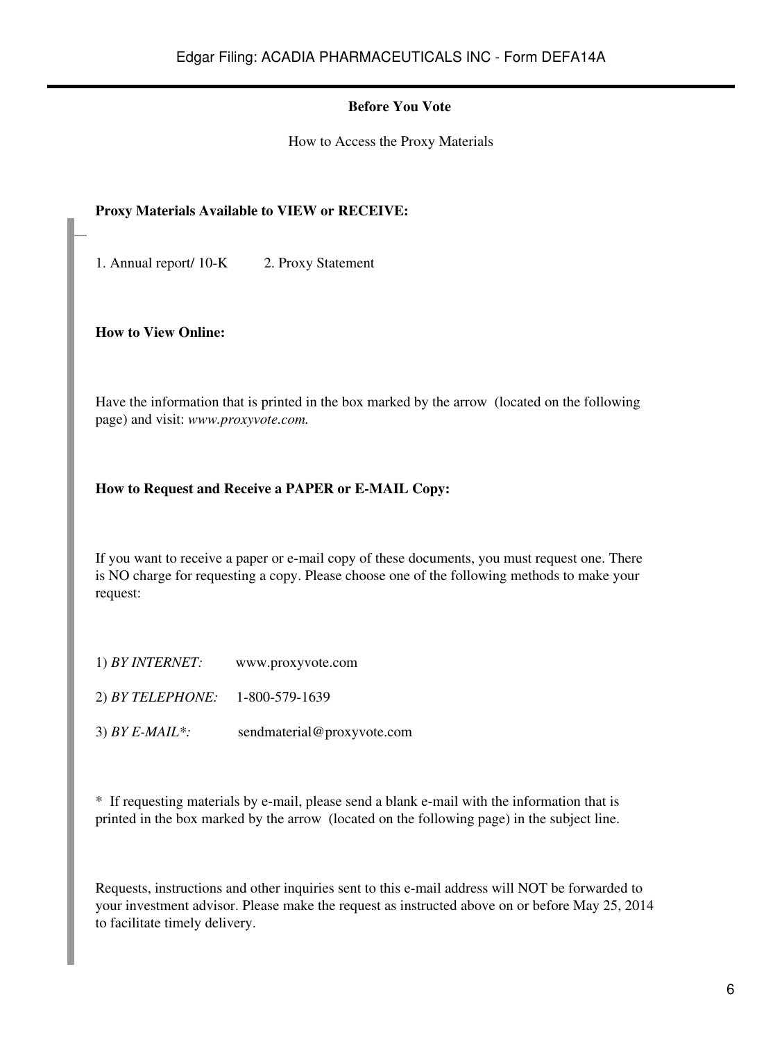**Before You Vote**

How to Access the Proxy Materials

**Proxy Materials Available to VIEW or RECEIVE:**

1. Annual report/ 10-K 2. Proxy Statement

**How to View Online:**

Have the information that is printed in the box marked by the arrow (located on the following page) and visit: *www.proxyvote.com.*

**How to Request and Receive a PAPER or E-MAIL Copy:**

If you want to receive a paper or e-mail copy of these documents, you must request one. There is NO charge for requesting a copy. Please choose one of the following methods to make your request:

1) *BY INTERNET:* www.proxyvote.com

2) *BY TELEPHONE:* 1-800-579-1639

3) *BY E-MAIL*:* sendmaterial@proxyvote.com

* If requesting materials by e-mail, please send a blank e-mail with the information that is printed in the box marked by the arrow (located on the following page) in the subject line.

Requests, instructions and other inquiries sent to this e-mail address will NOT be forwarded to your investment advisor. Please make the request as instructed above on or before May 25, 2014 to facilitate timely delivery.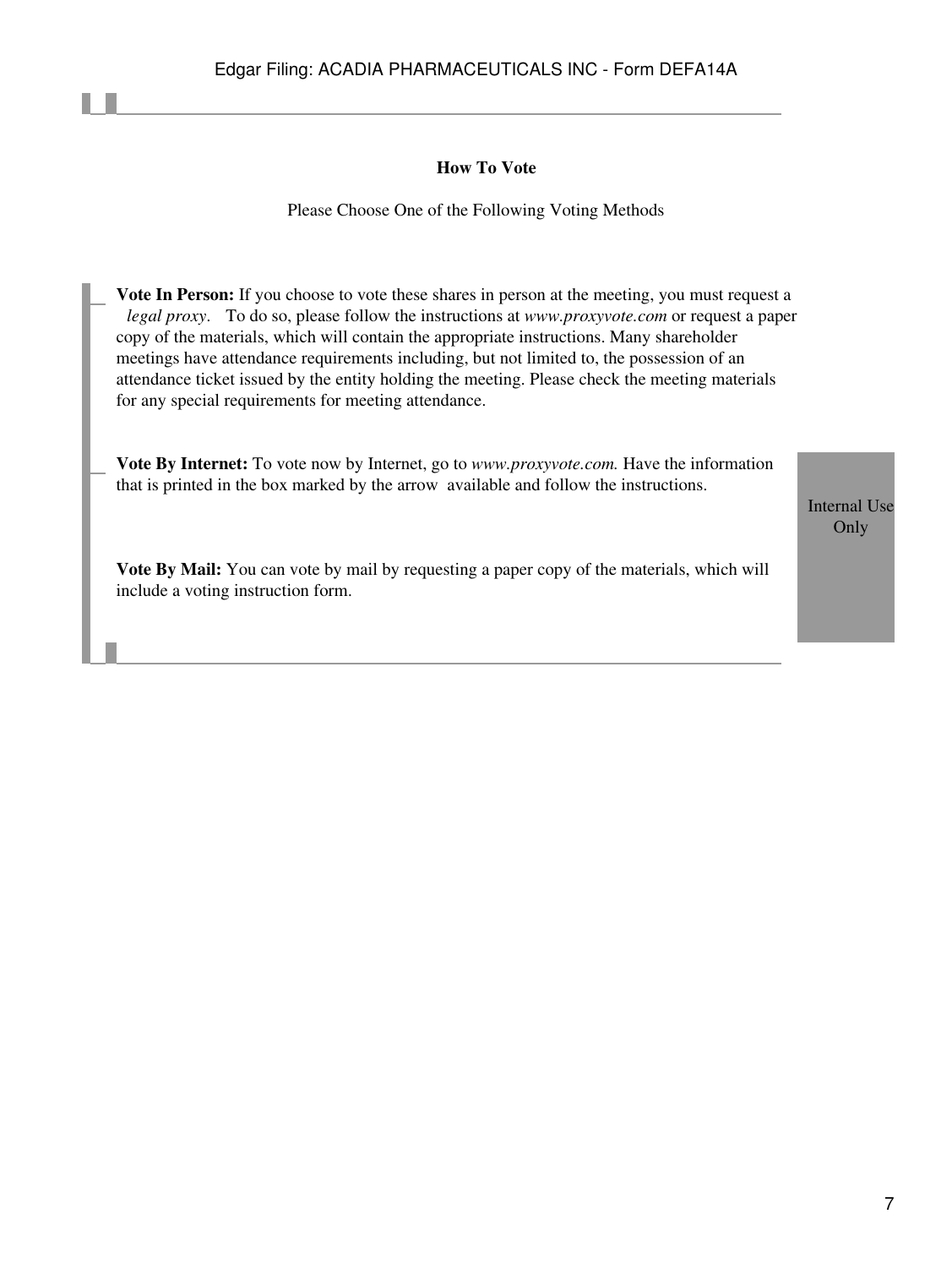## How To Vote

Please Choose One of the Following Voting Methods

**Vote In Person:** If you choose to vote these shares in person at the meeting, you must request a *legal proxy*. To do so, please follow the instructions at *www.proxyvote.com* or request a paper copy of the materials, which will contain the appropriate instructions. Many shareholder meetings have attendance requirements including, but not limited to, the possession of an attendance ticket issued by the entity holding the meeting. Please check the meeting materials for any special requirements for meeting attendance.

**Vote By Internet:** To vote now by Internet, go to *www.proxyvote.com.* Have the information that is printed in the box marked by the arrow available and follow the instructions.

**Vote By Mail:** You can vote by mail by requesting a paper copy of the materials, which will include a voting instruction form.

Internal Use Only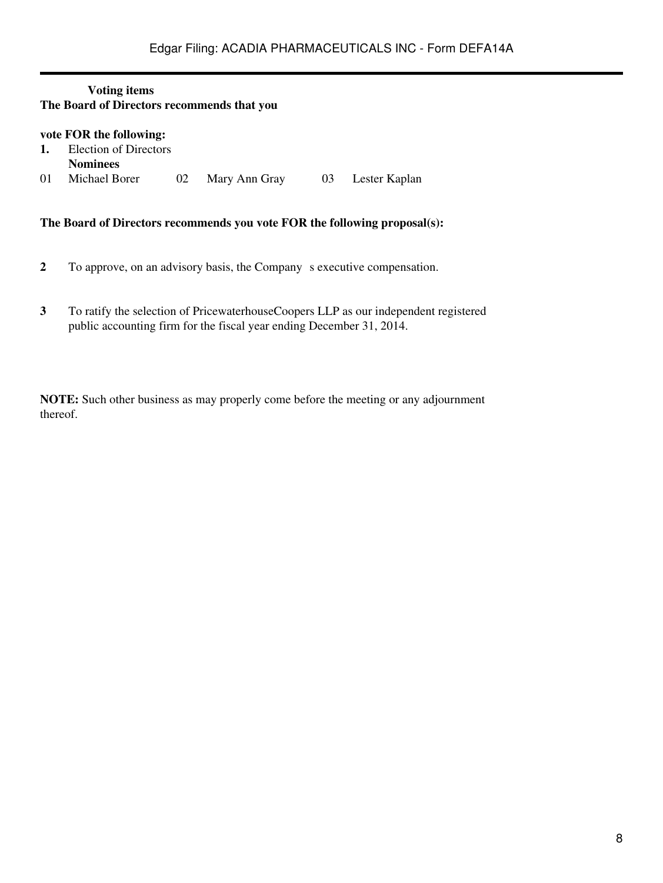**Voting items**

**The Board of Directors recommends that you**

**vote FOR the following:**

**1.** Election of Directors

**Nominees**

| | | | | | |
|---|---|---|---|---|---|
| 01 | Michael Borer | 02 | Mary Ann Gray | 03 | Lester Kaplan |

**The Board of Directors recommends you vote FOR the following proposal(s):**

**2** To approve, on an advisory basis, the Company s executive compensation.

**3** To ratify the selection of PricewaterhouseCoopers LLP as our independent registered public accounting firm for the fiscal year ending December 31, 2014.

**NOTE:** Such other business as may properly come before the meeting or any adjournment thereof.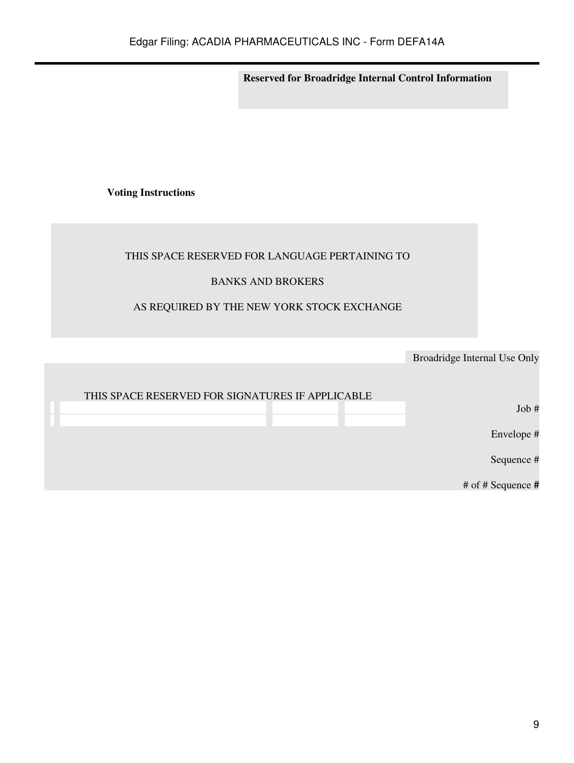**Reserved for Broadridge Internal Control Information**

**Voting Instructions**

THIS SPACE RESERVED FOR LANGUAGE PERTAINING TO

BANKS AND BROKERS

AS REQUIRED BY THE NEW YORK STOCK EXCHANGE

Broadridge Internal Use Only

THIS SPACE RESERVED FOR SIGNATURES IF APPLICABLE

Job #

Envelope #

Sequence #

# of # Sequence #